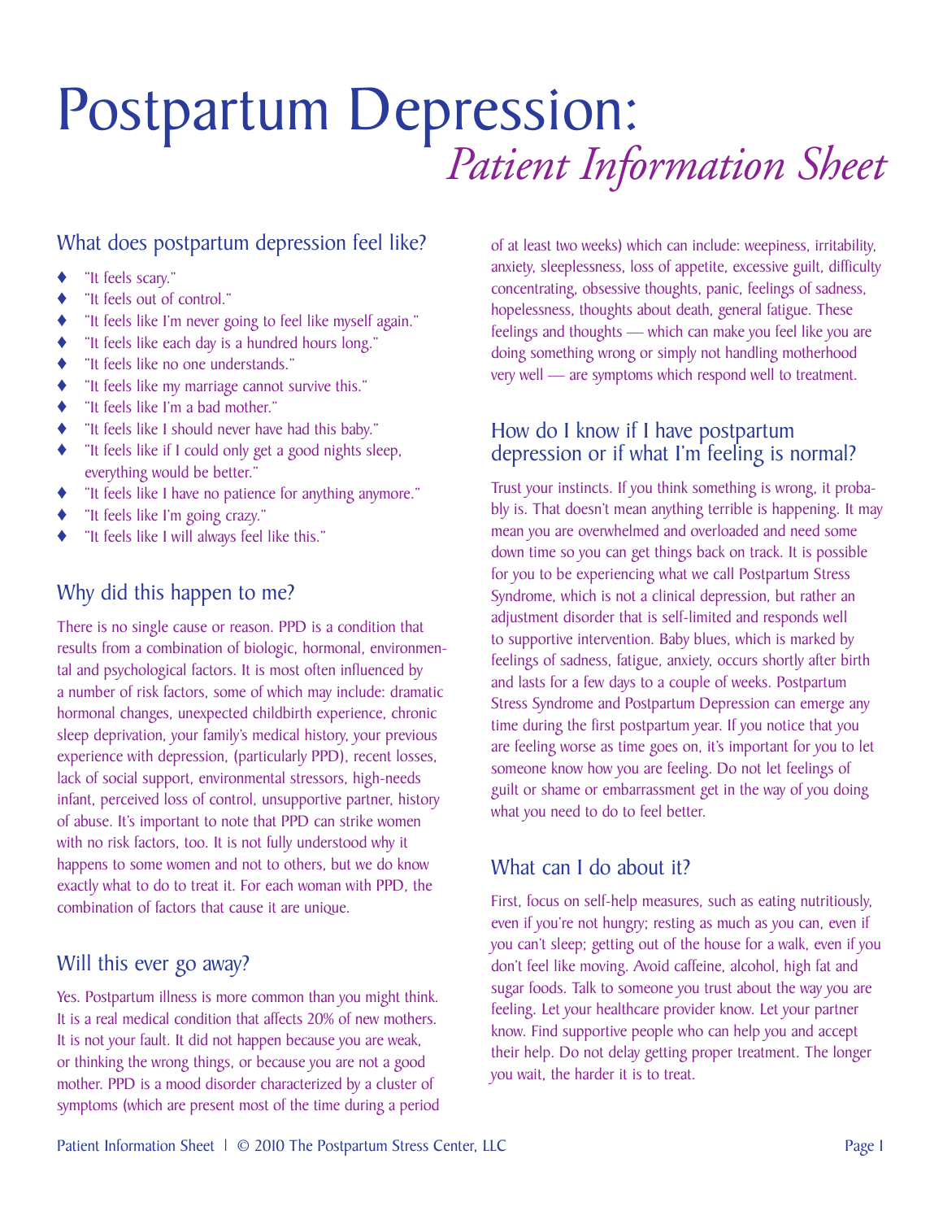# Postpartum Depression: *Patient Information Sheet*

## What does postpartum depression feel like?

- "It feels scary."
- "It feels out of control."
- "It feels like I'm never going to feel like myself again."
- "It feels like each day is a hundred hours long."
- "It feels like no one understands."
- "It feels like my marriage cannot survive this."
- "It feels like I'm a bad mother."
- "It feels like I should never have had this baby."
- "It feels like if I could only get a good nights sleep, everything would be better."
- "It feels like I have no patience for anything anymore."
- "It feels like I'm going crazy."
- "It feels like I will always feel like this."

## Why did this happen to me?

There is no single cause or reason. PPD is a condition that results from a combination of biologic, hormonal, environmental and psychological factors. It is most often influenced by a number of risk factors, some of which may include: dramatic hormonal changes, unexpected childbirth experience, chronic sleep deprivation, your family's medical history, your previous experience with depression, (particularly PPD), recent losses, lack of social support, environmental stressors, high-needs infant, perceived loss of control, unsupportive partner, history of abuse. It's important to note that PPD can strike women with no risk factors, too. It is not fully understood why it happens to some women and not to others, but we do know exactly what to do to treat it. For each woman with PPD, the combination of factors that cause it are unique.

## Will this ever go away?

Yes. Postpartum illness is more common than you might think. It is a real medical condition that affects 20% of new mothers. It is not your fault. It did not happen because you are weak, or thinking the wrong things, or because you are not a good mother. PPD is a mood disorder characterized by a cluster of symptoms (which are present most of the time during a period of at least two weeks) which can include: weepiness, irritability, anxiety, sleeplessness, loss of appetite, excessive guilt, difficulty concentrating, obsessive thoughts, panic, feelings of sadness, hopelessness, thoughts about death, general fatigue. These feelings and thoughts — which can make you feel like you are doing something wrong or simply not handling motherhood very well — are symptoms which respond well to treatment.

## How do I know if I have postpartum depression or if what I'm feeling is normal?

Trust your instincts. If you think something is wrong, it probably is. That doesn't mean anything terrible is happening. It may mean you are overwhelmed and overloaded and need some down time so you can get things back on track. It is possible for you to be experiencing what we call Postpartum Stress Syndrome, which is not a clinical depression, but rather an adjustment disorder that is self-limited and responds well to supportive intervention. Baby blues, which is marked by feelings of sadness, fatigue, anxiety, occurs shortly after birth and lasts for a few days to a couple of weeks. Postpartum Stress Syndrome and Postpartum Depression can emerge any time during the first postpartum year. If you notice that you are feeling worse as time goes on, it's important for you to let someone know how you are feeling. Do not let feelings of guilt or shame or embarrassment get in the way of you doing what you need to do to feel better.

## What can I do about it?

First, focus on self-help measures, such as eating nutritiously, even if you're not hungry; resting as much as you can, even if you can't sleep; getting out of the house for a walk, even if you don't feel like moving. Avoid caffeine, alcohol, high fat and sugar foods. Talk to someone you trust about the way you are feeling. Let your healthcare provider know. Let your partner know. Find supportive people who can help you and accept their help. Do not delay getting proper treatment. The longer you wait, the harder it is to treat.

Patient Information Sheet | © 2010 The Postpartum Stress Center, LLC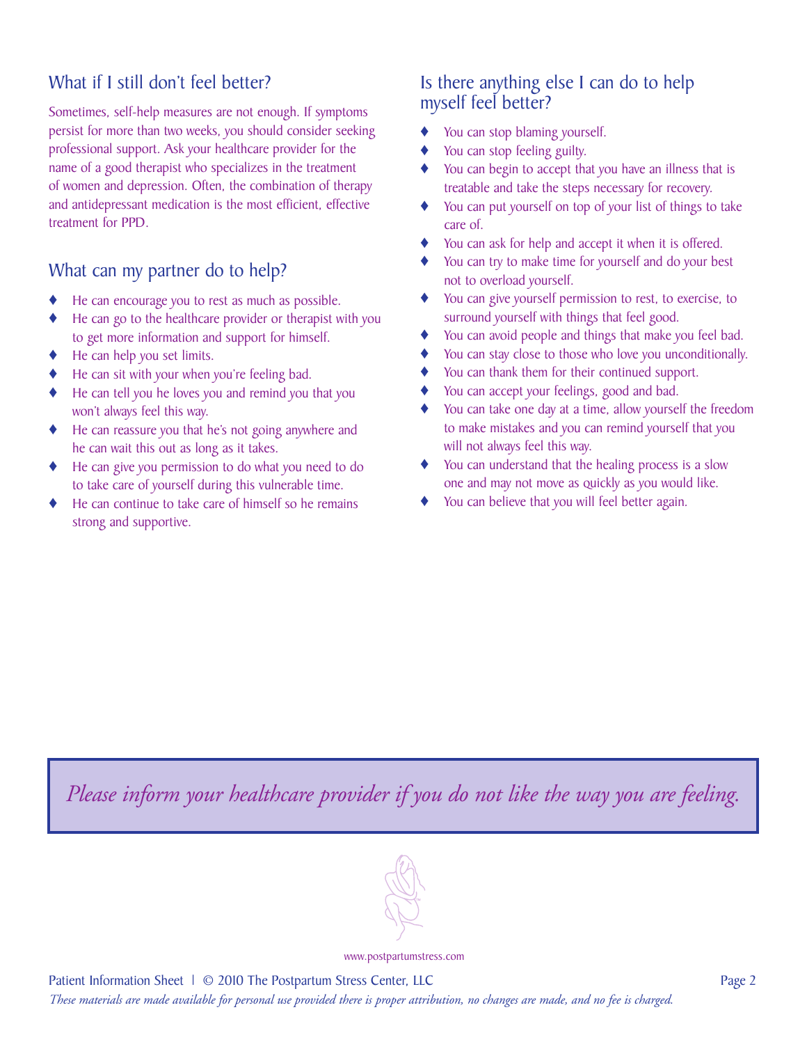## What if I still don't feel better?

Sometimes, self-help measures are not enough. If symptoms persist for more than two weeks, you should consider seeking professional support. Ask your healthcare provider for the name of a good therapist who specializes in the treatment of women and depression. Often, the combination of therapy and antidepressant medication is the most efficient, effective treatment for PPD.

## What can my partner do to help?

- He can encourage you to rest as much as possible.
- He can go to the healthcare provider or therapist with you to get more information and support for himself.
- He can help you set limits.
- He can sit with your when you're feeling bad.
- He can tell you he loves you and remind you that you won't always feel this way.
- He can reassure you that he's not going anywhere and he can wait this out as long as it takes.
- He can give you permission to do what you need to do to take care of yourself during this vulnerable time.
- He can continue to take care of himself so he remains strong and supportive.

## Is there anything else I can do to help myself feel better?

- You can stop blaming yourself.
- You can stop feeling guilty.
- You can begin to accept that you have an illness that is treatable and take the steps necessary for recovery.
- You can put yourself on top of your list of things to take care of.
- You can ask for help and accept it when it is offered.
- You can try to make time for yourself and do your best not to overload yourself.
- You can give yourself permission to rest, to exercise, to surround yourself with things that feel good.
- You can avoid people and things that make you feel bad.
- You can stay close to those who love you unconditionally.
- You can thank them for their continued support.
- You can accept your feelings, good and bad.
- You can take one day at a time, allow yourself the freedom to make mistakes and you can remind yourself that you will not always feel this way.
- You can understand that the healing process is a slow one and may not move as quickly as you would like.
- You can believe that you will feel better again.

*Please inform your healthcare provider if you do not like the way you are feeling.*

www.postpartumstress.com

Patient Information Sheet | © 2010 The Postpartum Stress Center, LLC

*These materials are made available for personal use provided there is proper attribution, no changes are made, and no fee is charged.*